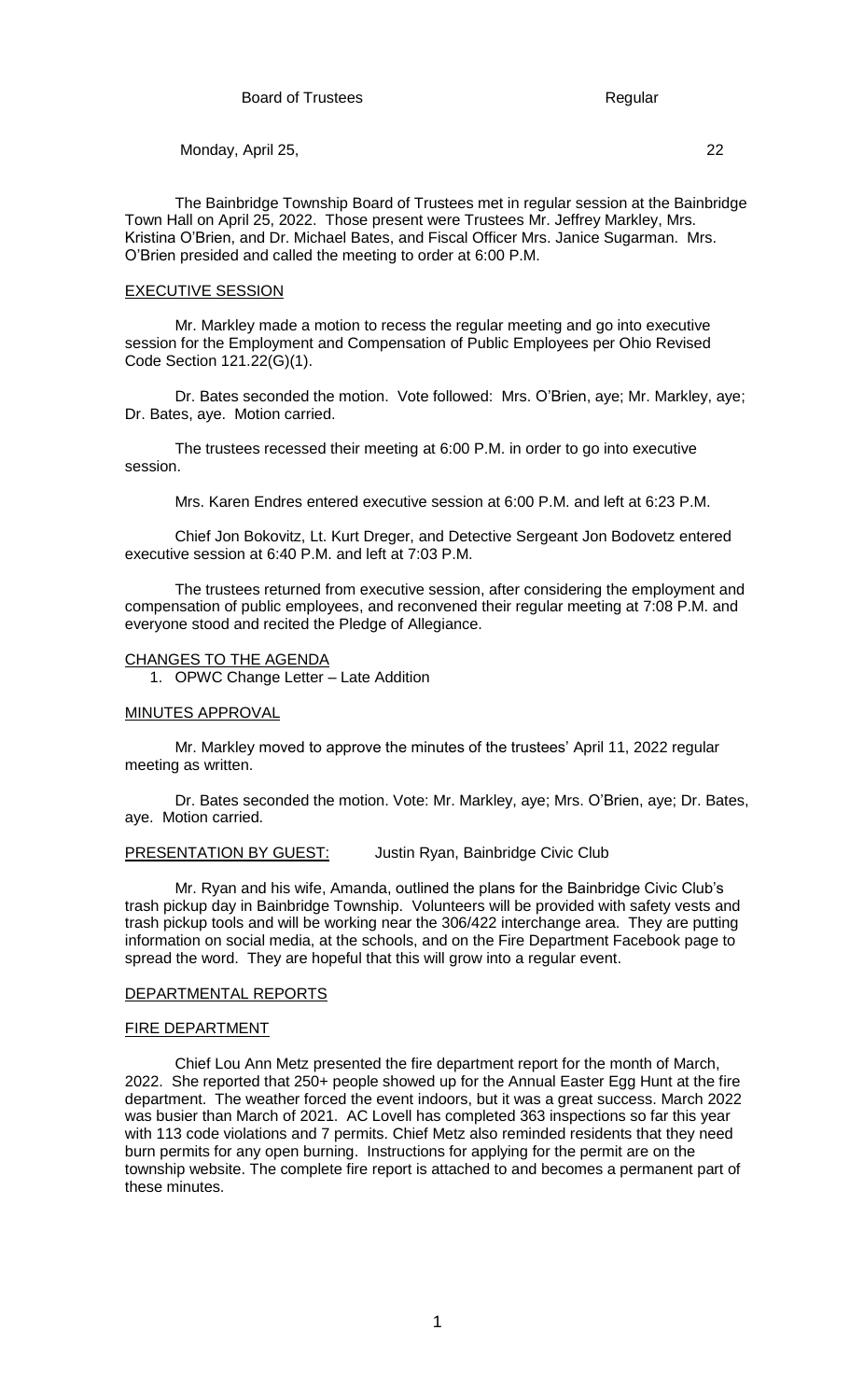Board of Trustees Regular

Monday, April 25, 22

The Bainbridge Township Board of Trustees met in regular session at the Bainbridge Town Hall on April 25, 2022. Those present were Trustees Mr. Jeffrey Markley, Mrs. Kristina O'Brien, and Dr. Michael Bates, and Fiscal Officer Mrs. Janice Sugarman. Mrs. O'Brien presided and called the meeting to order at 6:00 P.M.

EXECUTIVE SESSION

Mr. Markley made a motion to recess the regular meeting and go into executive session for the Employment and Compensation of Public Employees per Ohio Revised Code Section 121.22(G)(1).

Dr. Bates seconded the motion. Vote followed: Mrs. O'Brien, aye; Mr. Markley, aye; Dr. Bates, aye. Motion carried.

The trustees recessed their meeting at 6:00 P.M. in order to go into executive session.

Mrs. Karen Endres entered executive session at 6:00 P.M. and left at 6:23 P.M.

Chief Jon Bokovitz, Lt. Kurt Dreger, and Detective Sergeant Jon Bodovetz entered executive session at 6:40 P.M. and left at 7:03 P.M.

The trustees returned from executive session, after considering the employment and compensation of public employees, and reconvened their regular meeting at 7:08 P.M. and everyone stood and recited the Pledge of Allegiance.

CHANGES TO THE AGENDA

1. OPWC Change Letter – Late Addition

MINUTES APPROVAL

Mr. Markley moved to approve the minutes of the trustees' April 11, 2022 regular meeting as written.

Dr. Bates seconded the motion. Vote: Mr. Markley, aye; Mrs. O'Brien, aye; Dr. Bates, aye. Motion carried.

PRESENTATION BY GUEST: Justin Ryan, Bainbridge Civic Club

Mr. Ryan and his wife, Amanda, outlined the plans for the Bainbridge Civic Club's trash pickup day in Bainbridge Township. Volunteers will be provided with safety vests and trash pickup tools and will be working near the 306/422 interchange area. They are putting information on social media, at the schools, and on the Fire Department Facebook page to spread the word. They are hopeful that this will grow into a regular event.

DEPARTMENTAL REPORTS

FIRE DEPARTMENT

Chief Lou Ann Metz presented the fire department report for the month of March, 2022. She reported that 250+ people showed up for the Annual Easter Egg Hunt at the fire department. The weather forced the event indoors, but it was a great success. March 2022 was busier than March of 2021. AC Lovell has completed 363 inspections so far this year with 113 code violations and 7 permits. Chief Metz also reminded residents that they need burn permits for any open burning. Instructions for applying for the permit are on the township website. The complete fire report is attached to and becomes a permanent part of these minutes.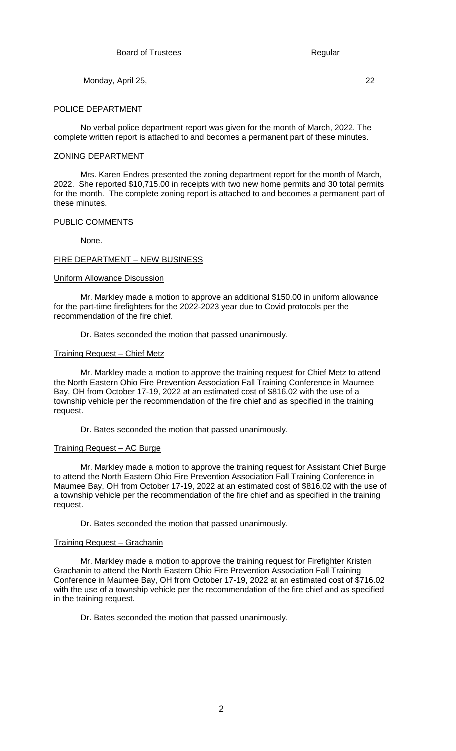## POLICE DEPARTMENT

No verbal police department report was given for the month of March, 2022. The complete written report is attached to and becomes a permanent part of these minutes.

## ZONING DEPARTMENT

Mrs. Karen Endres presented the zoning department report for the month of March, 2022. She reported $10,715.00 in receipts with two new home permits and 30 total permits for the month. The complete zoning report is attached to and becomes a permanent part of these minutes.

## PUBLIC COMMENTS

None.

## FIRE DEPARTMENT – NEW BUSINESS

### Uniform Allowance Discussion

Mr. Markley made a motion to approve an additional $150.00 in uniform allowance for the part-time firefighters for the 2022-2023 year due to Covid protocols per the recommendation of the fire chief.

Dr. Bates seconded the motion that passed unanimously.

### Training Request – Chief Metz

Mr. Markley made a motion to approve the training request for Chief Metz to attend the North Eastern Ohio Fire Prevention Association Fall Training Conference in Maumee Bay, OH from October 17-19, 2022 at an estimated cost of $816.02 with the use of a township vehicle per the recommendation of the fire chief and as specified in the training request.

Dr. Bates seconded the motion that passed unanimously.

### Training Request – AC Burge

Mr. Markley made a motion to approve the training request for Assistant Chief Burge to attend the North Eastern Ohio Fire Prevention Association Fall Training Conference in Maumee Bay, OH from October 17-19, 2022 at an estimated cost of $816.02 with the use of a township vehicle per the recommendation of the fire chief and as specified in the training request.

Dr. Bates seconded the motion that passed unanimously.

### Training Request – Grachanin

Mr. Markley made a motion to approve the training request for Firefighter Kristen Grachanin to attend the North Eastern Ohio Fire Prevention Association Fall Training Conference in Maumee Bay, OH from October 17-19, 2022 at an estimated cost of $716.02 with the use of a township vehicle per the recommendation of the fire chief and as specified in the training request.

Dr. Bates seconded the motion that passed unanimously.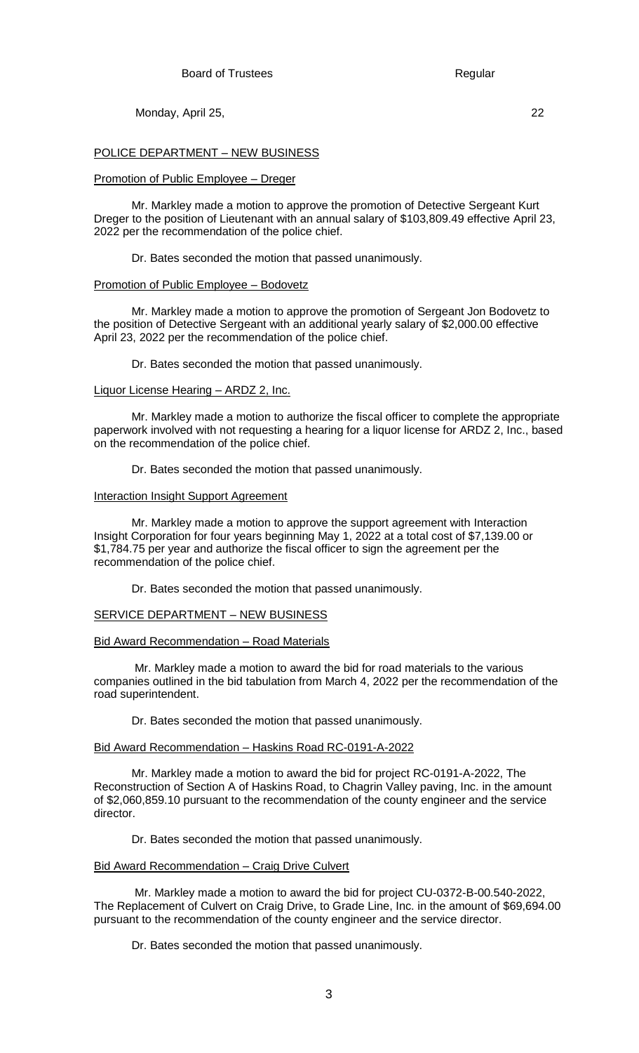## POLICE DEPARTMENT – NEW BUSINESS

### Promotion of Public Employee – Dreger

Mr. Markley made a motion to approve the promotion of Detective Sergeant Kurt Dreger to the position of Lieutenant with an annual salary of $103,809.49 effective April 23, 2022 per the recommendation of the police chief.

Dr. Bates seconded the motion that passed unanimously.

### Promotion of Public Employee – Bodovetz

Mr. Markley made a motion to approve the promotion of Sergeant Jon Bodovetz to the position of Detective Sergeant with an additional yearly salary of $2,000.00 effective April 23, 2022 per the recommendation of the police chief.

Dr. Bates seconded the motion that passed unanimously.

### Liquor License Hearing – ARDZ 2, Inc.

Mr. Markley made a motion to authorize the fiscal officer to complete the appropriate paperwork involved with not requesting a hearing for a liquor license for ARDZ 2, Inc., based on the recommendation of the police chief.

Dr. Bates seconded the motion that passed unanimously.

### Interaction Insight Support Agreement

Mr. Markley made a motion to approve the support agreement with Interaction Insight Corporation for four years beginning May 1, 2022 at a total cost of $7,139.00 or $1,784.75 per year and authorize the fiscal officer to sign the agreement per the recommendation of the police chief.

Dr. Bates seconded the motion that passed unanimously.

## SERVICE DEPARTMENT – NEW BUSINESS

### Bid Award Recommendation – Road Materials

Mr. Markley made a motion to award the bid for road materials to the various companies outlined in the bid tabulation from March 4, 2022 per the recommendation of the road superintendent.

Dr. Bates seconded the motion that passed unanimously.

### Bid Award Recommendation – Haskins Road RC-0191-A-2022

Mr. Markley made a motion to award the bid for project RC-0191-A-2022, The Reconstruction of Section A of Haskins Road, to Chagrin Valley paving, Inc. in the amount of $2,060,859.10 pursuant to the recommendation of the county engineer and the service director.

Dr. Bates seconded the motion that passed unanimously.

### Bid Award Recommendation – Craig Drive Culvert

Mr. Markley made a motion to award the bid for project CU-0372-B-00.540-2022, The Replacement of Culvert on Craig Drive, to Grade Line, Inc. in the amount of $69,694.00 pursuant to the recommendation of the county engineer and the service director.

Dr. Bates seconded the motion that passed unanimously.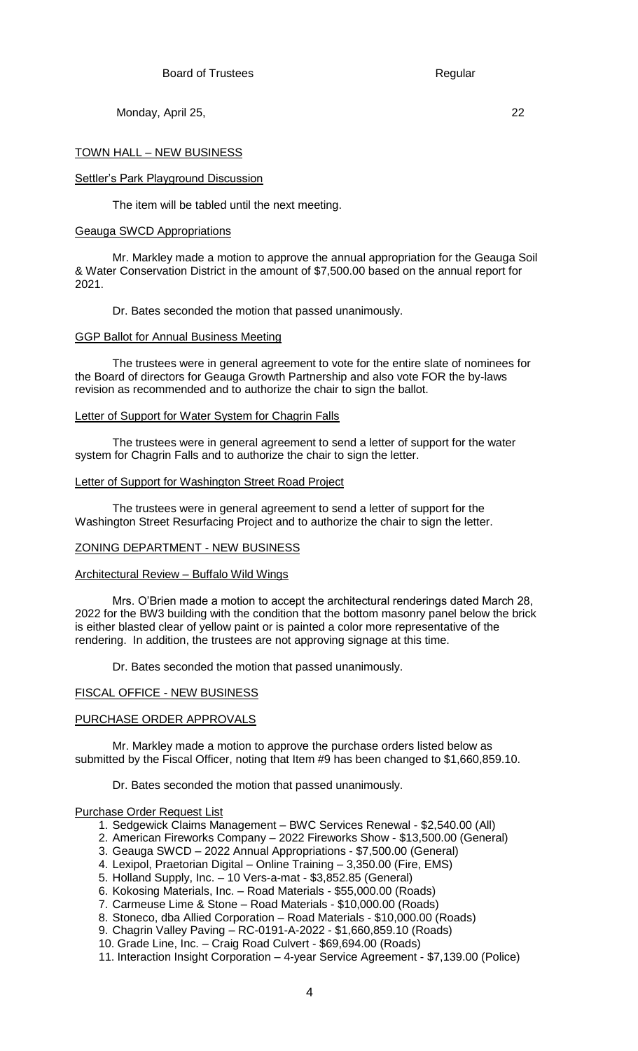## TOWN HALL – NEW BUSINESS

### Settler's Park Playground Discussion

The item will be tabled until the next meeting.

### Geauga SWCD Appropriations

Mr. Markley made a motion to approve the annual appropriation for the Geauga Soil & Water Conservation District in the amount of $7,500.00 based on the annual report for 2021.

Dr. Bates seconded the motion that passed unanimously.

### GGP Ballot for Annual Business Meeting

The trustees were in general agreement to vote for the entire slate of nominees for the Board of directors for Geauga Growth Partnership and also vote FOR the by-laws revision as recommended and to authorize the chair to sign the ballot.

### Letter of Support for Water System for Chagrin Falls

The trustees were in general agreement to send a letter of support for the water system for Chagrin Falls and to authorize the chair to sign the letter.

### Letter of Support for Washington Street Road Project

The trustees were in general agreement to send a letter of support for the Washington Street Resurfacing Project and to authorize the chair to sign the letter.

## ZONING DEPARTMENT - NEW BUSINESS

### Architectural Review – Buffalo Wild Wings

Mrs. O'Brien made a motion to accept the architectural renderings dated March 28, 2022 for the BW3 building with the condition that the bottom masonry panel below the brick is either blasted clear of yellow paint or is painted a color more representative of the rendering. In addition, the trustees are not approving signage at this time.

Dr. Bates seconded the motion that passed unanimously.

## FISCAL OFFICE - NEW BUSINESS

### PURCHASE ORDER APPROVALS

Mr. Markley made a motion to approve the purchase orders listed below as submitted by the Fiscal Officer, noting that Item #9 has been changed to $1,660,859.10.

Dr. Bates seconded the motion that passed unanimously.

### Purchase Order Request List

1. Sedgewick Claims Management – BWC Services Renewal - $2,540.00 (All)
2. American Fireworks Company – 2022 Fireworks Show - $13,500.00 (General)
3. Geauga SWCD – 2022 Annual Appropriations - $7,500.00 (General)
4. Lexipol, Praetorian Digital – Online Training – 3,350.00 (Fire, EMS)
5. Holland Supply, Inc. – 10 Vers-a-mat - $3,852.85 (General)
6. Kokosing Materials, Inc. – Road Materials - $55,000.00 (Roads)
7. Carmeuse Lime & Stone – Road Materials - $10,000.00 (Roads)
8. Stoneco, dba Allied Corporation – Road Materials - $10,000.00 (Roads)
9. Chagrin Valley Paving – RC-0191-A-2022 - $1,660,859.10 (Roads)
10. Grade Line, Inc. – Craig Road Culvert - $69,694.00 (Roads)
11. Interaction Insight Corporation – 4-year Service Agreement - $7,139.00 (Police)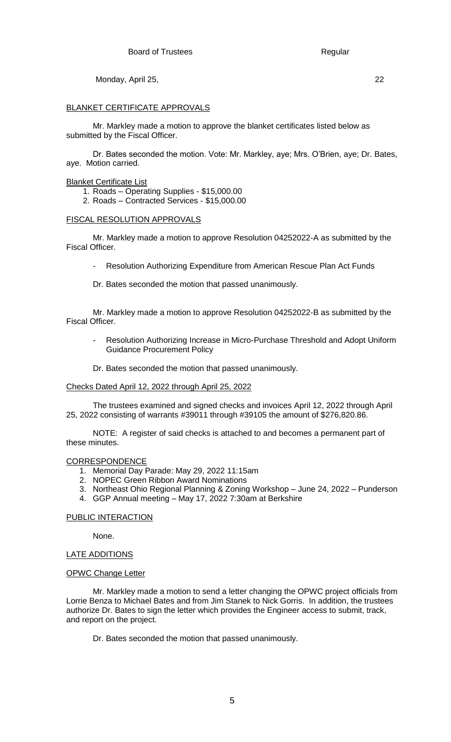## BLANKET CERTIFICATE APPROVALS

Mr. Markley made a motion to approve the blanket certificates listed below as submitted by the Fiscal Officer.

Dr. Bates seconded the motion. Vote: Mr. Markley, aye; Mrs. O'Brien, aye; Dr. Bates, aye. Motion carried.

Blanket Certificate List

1. Roads – Operating Supplies - $15,000.00
2. Roads – Contracted Services - $15,000.00

## FISCAL RESOLUTION APPROVALS

Mr. Markley made a motion to approve Resolution 04252022-A as submitted by the Fiscal Officer.

- Resolution Authorizing Expenditure from American Rescue Plan Act Funds

Dr. Bates seconded the motion that passed unanimously.

Mr. Markley made a motion to approve Resolution 04252022-B as submitted by the Fiscal Officer.

- Resolution Authorizing Increase in Micro-Purchase Threshold and Adopt Uniform Guidance Procurement Policy

Dr. Bates seconded the motion that passed unanimously.

## Checks Dated April 12, 2022 through April 25, 2022

The trustees examined and signed checks and invoices April 12, 2022 through April 25, 2022 consisting of warrants #39011 through #39105 the amount of $276,820.86.

NOTE: A register of said checks is attached to and becomes a permanent part of these minutes.

## CORRESPONDENCE

1. Memorial Day Parade: May 29, 2022 11:15am
2. NOPEC Green Ribbon Award Nominations
3. Northeast Ohio Regional Planning & Zoning Workshop – June 24, 2022 – Punderson
4. GGP Annual meeting – May 17, 2022 7:30am at Berkshire

## PUBLIC INTERACTION

None.

## LATE ADDITIONS

### OPWC Change Letter

Mr. Markley made a motion to send a letter changing the OPWC project officials from Lorrie Benza to Michael Bates and from Jim Stanek to Nick Gorris. In addition, the trustees authorize Dr. Bates to sign the letter which provides the Engineer access to submit, track, and report on the project.

Dr. Bates seconded the motion that passed unanimously.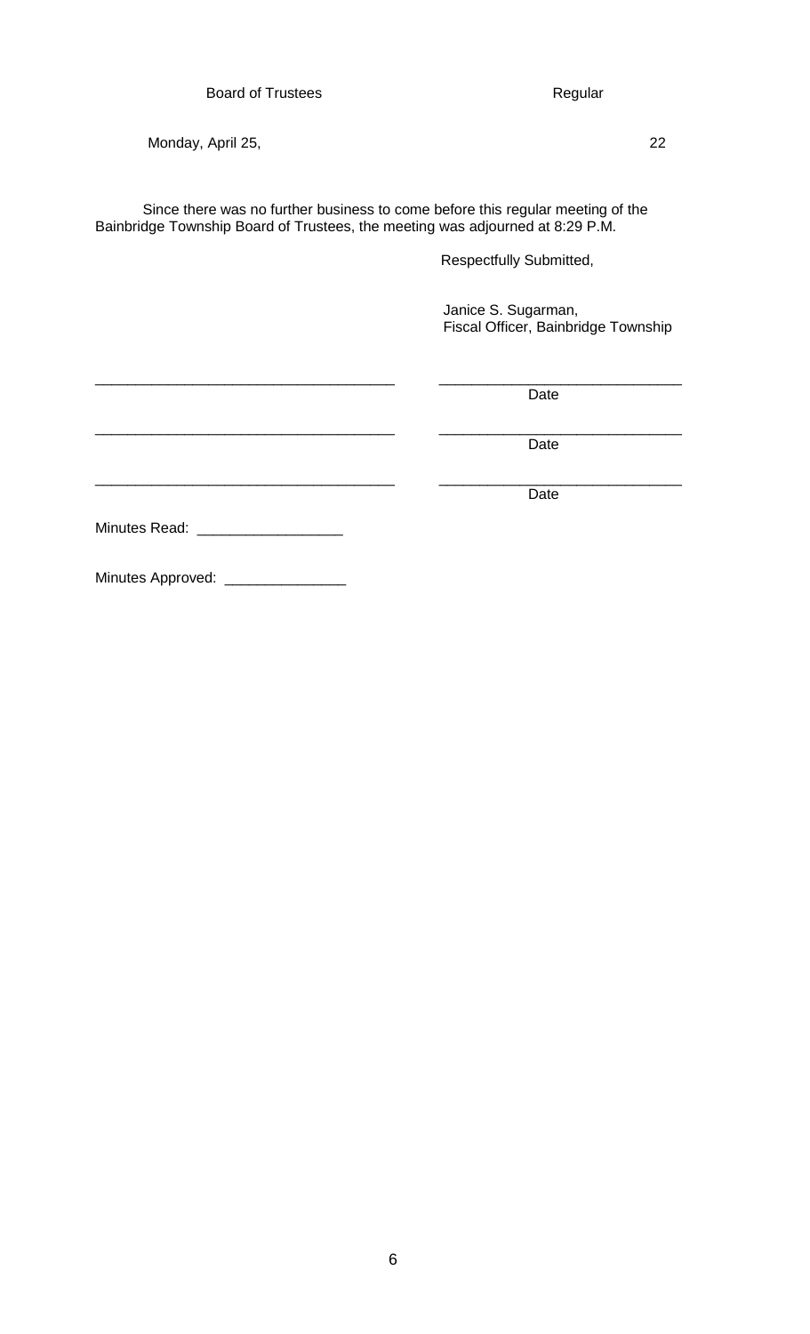Board of Trustees Regular

Monday, April 25, 22

Since there was no further business to come before this regular meeting of the Bainbridge Township Board of Trustees, the meeting was adjourned at 8:29 P.M.

Respectfully Submitted,

Janice S. Sugarman,
Fiscal Officer, Bainbridge Township

_____________________________________ _____________________________
Date

_____________________________________ _____________________________
Date

_____________________________________ _____________________________
Date

Minutes Read: __________________

Minutes Approved: _______________